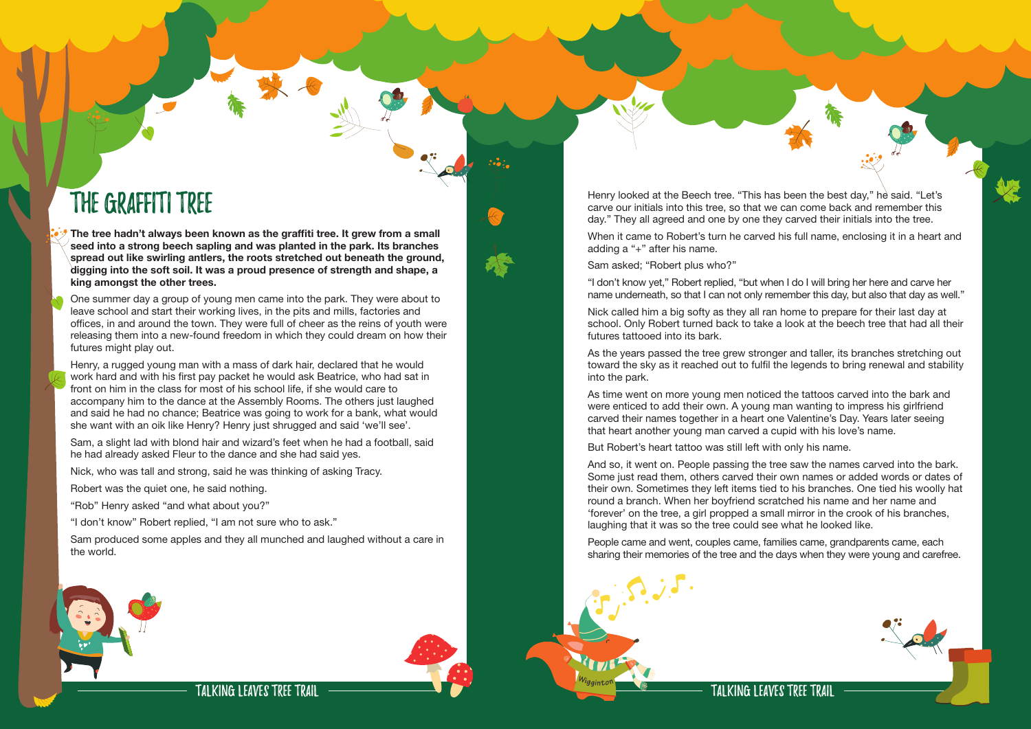# THE GRAFFITI TREE

**The tree hadn't always been known as the graffiti tree. It grew from a small seed into a strong beech sapling and was planted in the park. Its branches spread out like swirling antlers, the roots stretched out beneath the ground, digging into the soft soil. It was a proud presence of strength and shape, a king amongst the other trees.**

One summer day a group of young men came into the park. They were about to leave school and start their working lives, in the pits and mills, factories and offices, in and around the town. They were full of cheer as the reins of youth were releasing them into a new-found freedom in which they could dream on how their futures might play out.

Henry, a rugged young man with a mass of dark hair, declared that he would work hard and with his first pay packet he would ask Beatrice, who had sat in front on him in the class for most of his school life, if she would care to accompany him to the dance at the Assembly Rooms. The others just laughed and said he had no chance; Beatrice was going to work for a bank, what would she want with an oik like Henry? Henry just shrugged and said 'we'll see'.

Sam, a slight lad with blond hair and wizard's feet when he had a football, said he had already asked Fleur to the dance and she had said yes.

Nick, who was tall and strong, said he was thinking of asking Tracy.

Robert was the quiet one, he said nothing.

"Rob" Henry asked "and what about you?"

"I don't know" Robert replied, "I am not sure who to ask."

Sam produced some apples and they all munched and laughed without a care in the world.

Henry looked at the Beech tree. "This has been the best day," he said. "Let's carve our initials into this tree, so that we can come back and remember this day." They all agreed and one by one they carved their initials into the tree.

When it came to Robert's turn he carved his full name, enclosing it in a heart and adding a "+" after his name.

Sam asked; "Robert plus who?"

"I don't know yet," Robert replied, "but when I do I will bring her here and carve her name underneath, so that I can not only remember this day, but also that day as well."

Nick called him a big softy as they all ran home to prepare for their last day at school. Only Robert turned back to take a look at the beech tree that had all their futures tattooed into its bark.

As the years passed the tree grew stronger and taller, its branches stretching out toward the sky as it reached out to fulfil the legends to bring renewal and stability into the park.

As time went on more young men noticed the tattoos carved into the bark and were enticed to add their own. A young man wanting to impress his girlfriend carved their names together in a heart one Valentine's Day. Years later seeing that heart another young man carved a cupid with his love's name.

But Robert's heart tattoo was still left with only his name.

And so, it went on. People passing the tree saw the names carved into the bark. Some just read them, others carved their own names or added words or dates of their own. Sometimes they left items tied to his branches. One tied his woolly hat round a branch. When her boyfriend scratched his name and her name and 'forever' on the tree, a girl propped a small mirror in the crook of his branches, laughing that it was so the tree could see what he looked like.

People came and went, couples came, families came, grandparents came, each sharing their memories of the tree and the days when they were young and carefree.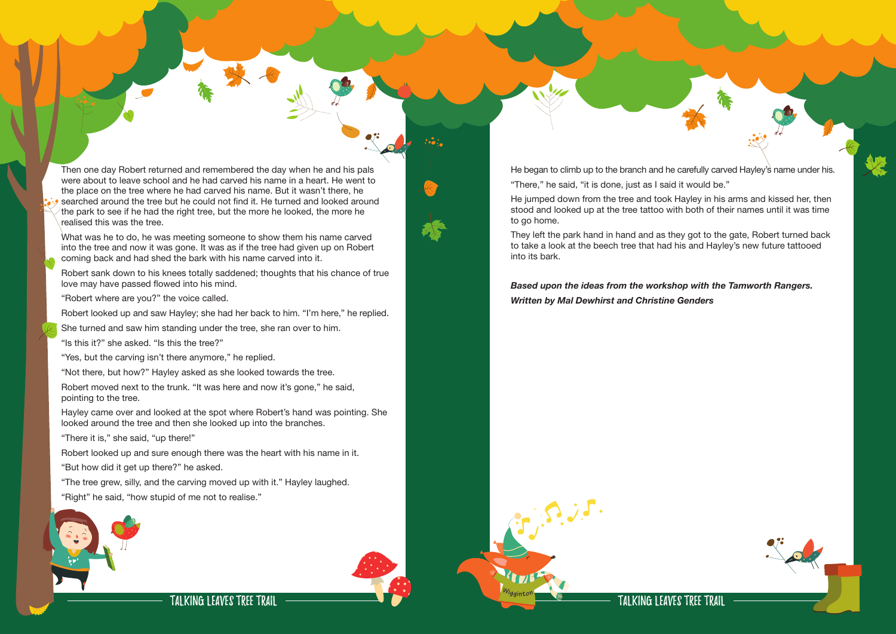Then one day Robert returned and remembered the day when he and his pals were about to leave school and he had carved his name in a heart. He went to the place on the tree where he had carved his name. But it wasn't there, he searched around the tree but he could not find it. He turned and looked around the park to see if he had the right tree, but the more he looked, the more he realised this was the tree.

What was he to do, he was meeting someone to show them his name carved into the tree and now it was gone. It was as if the tree had given up on Robert coming back and had shed the bark with his name carved into it.

Robert sank down to his knees totally saddened; thoughts that his chance of true love may have passed flowed into his mind.

"Robert where are you?" the voice called.

Robert looked up and saw Hayley; she had her back to him. "I'm here," he replied.

She turned and saw him standing under the tree, she ran over to him.

"Is this it?" she asked. "Is this the tree?"

"Yes, but the carving isn't there anymore," he replied.

"Not there, but how?" Hayley asked as she looked towards the tree.

Robert moved next to the trunk. "It was here and now it's gone," he said, pointing to the tree.

Hayley came over and looked at the spot where Robert's hand was pointing. She looked around the tree and then she looked up into the branches.

"There it is," she said, "up there!"

Robert looked up and sure enough there was the heart with his name in it.

"But how did it get up there?" he asked.

"The tree grew, silly, and the carving moved up with it." Hayley laughed.

"Right" he said, "how stupid of me not to realise."

He began to climb up to the branch and he carefully carved Hayley's name under his.

"There," he said, "it is done, just as I said it would be."

He jumped down from the tree and took Hayley in his arms and kissed her, then stood and looked up at the tree tattoo with both of their names until it was time to go home.

They left the park hand in hand and as they got to the gate, Robert turned back to take a look at the beech tree that had his and Hayley's new future tattooed into its bark.

***Based upon the ideas from the workshop with the Tamworth Rangers.***

***Written by Mal Dewhirst and Christine Genders***